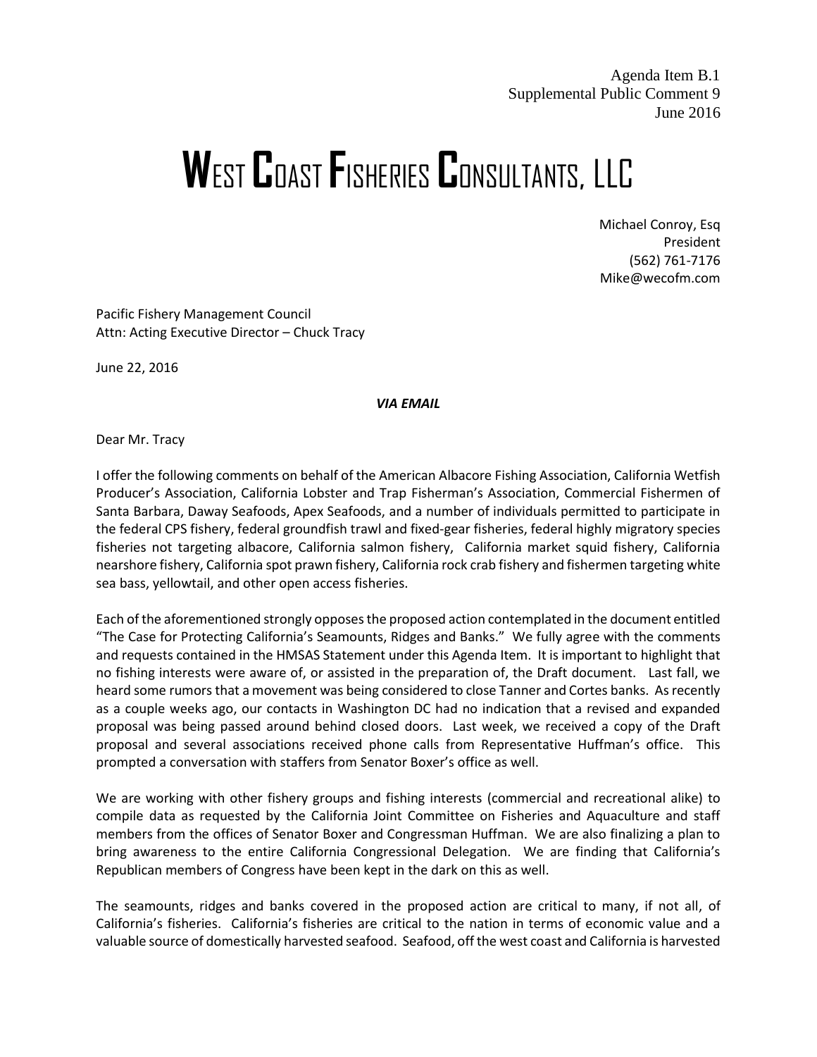Agenda Item B.1
Supplemental Public Comment 9
June 2016

# WEST COAST FISHERIES CONSULTANTS, LLC

Michael Conroy, Esq
President
(562) 761-7176
Mike@wecofm.com

Pacific Fishery Management Council
Attn: Acting Executive Director – Chuck Tracy

June 22, 2016

***VIA EMAIL***

Dear Mr. Tracy

I offer the following comments on behalf of the American Albacore Fishing Association, California Wetfish Producer's Association, California Lobster and Trap Fisherman's Association, Commercial Fishermen of Santa Barbara, Daway Seafoods, Apex Seafoods, and a number of individuals permitted to participate in the federal CPS fishery, federal groundfish trawl and fixed-gear fisheries, federal highly migratory species fisheries not targeting albacore, California salmon fishery, California market squid fishery, California nearshore fishery, California spot prawn fishery, California rock crab fishery and fishermen targeting white sea bass, yellowtail, and other open access fisheries.

Each of the aforementioned strongly opposes the proposed action contemplated in the document entitled "The Case for Protecting California's Seamounts, Ridges and Banks." We fully agree with the comments and requests contained in the HMSAS Statement under this Agenda Item. It is important to highlight that no fishing interests were aware of, or assisted in the preparation of, the Draft document. Last fall, we heard some rumors that a movement was being considered to close Tanner and Cortes banks. As recently as a couple weeks ago, our contacts in Washington DC had no indication that a revised and expanded proposal was being passed around behind closed doors. Last week, we received a copy of the Draft proposal and several associations received phone calls from Representative Huffman's office. This prompted a conversation with staffers from Senator Boxer's office as well.

We are working with other fishery groups and fishing interests (commercial and recreational alike) to compile data as requested by the California Joint Committee on Fisheries and Aquaculture and staff members from the offices of Senator Boxer and Congressman Huffman. We are also finalizing a plan to bring awareness to the entire California Congressional Delegation. We are finding that California's Republican members of Congress have been kept in the dark on this as well.

The seamounts, ridges and banks covered in the proposed action are critical to many, if not all, of California's fisheries. California's fisheries are critical to the nation in terms of economic value and a valuable source of domestically harvested seafood. Seafood, off the west coast and California is harvested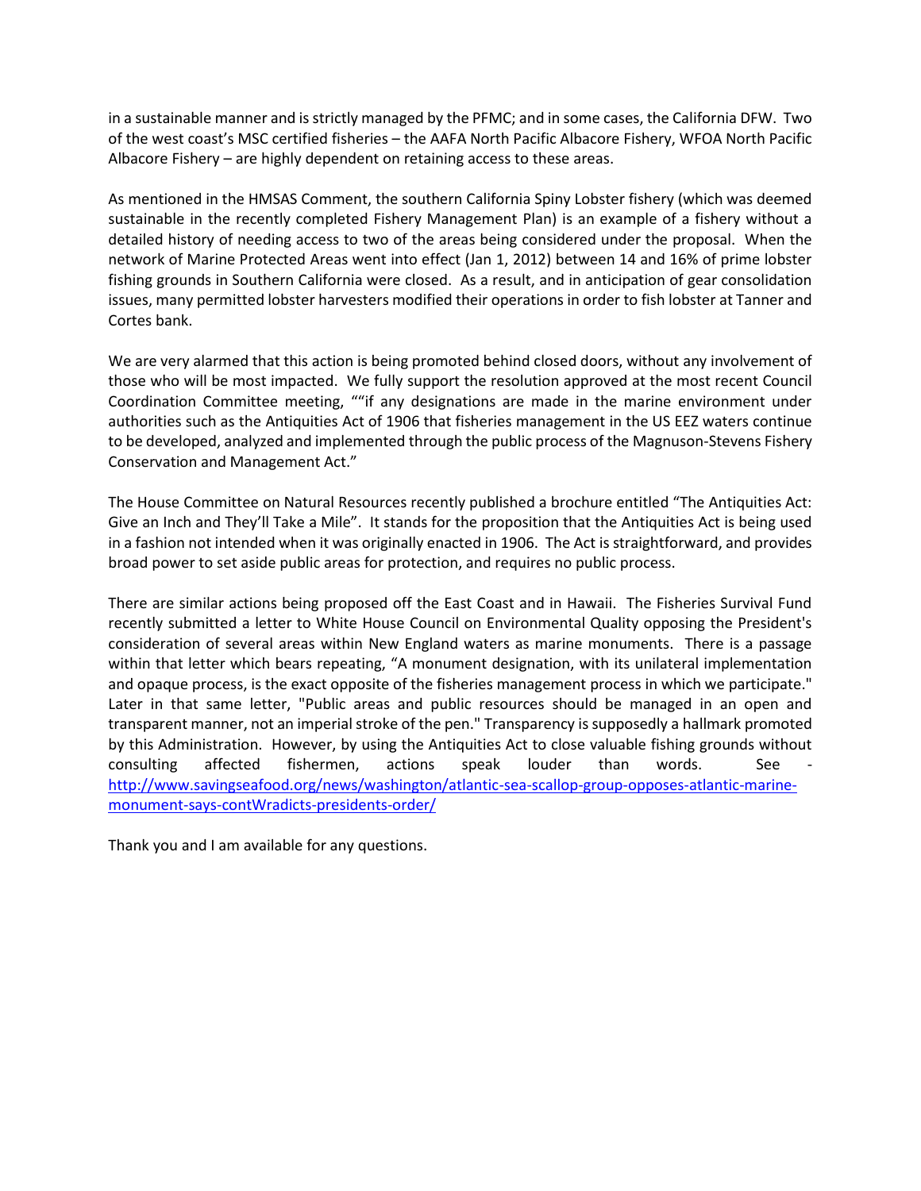in a sustainable manner and is strictly managed by the PFMC; and in some cases, the California DFW. Two of the west coast's MSC certified fisheries – the AAFA North Pacific Albacore Fishery, WFOA North Pacific Albacore Fishery – are highly dependent on retaining access to these areas.

As mentioned in the HMSAS Comment, the southern California Spiny Lobster fishery (which was deemed sustainable in the recently completed Fishery Management Plan) is an example of a fishery without a detailed history of needing access to two of the areas being considered under the proposal. When the network of Marine Protected Areas went into effect (Jan 1, 2012) between 14 and 16% of prime lobster fishing grounds in Southern California were closed. As a result, and in anticipation of gear consolidation issues, many permitted lobster harvesters modified their operations in order to fish lobster at Tanner and Cortes bank.

We are very alarmed that this action is being promoted behind closed doors, without any involvement of those who will be most impacted. We fully support the resolution approved at the most recent Council Coordination Committee meeting, ""if any designations are made in the marine environment under authorities such as the Antiquities Act of 1906 that fisheries management in the US EEZ waters continue to be developed, analyzed and implemented through the public process of the Magnuson-Stevens Fishery Conservation and Management Act."

The House Committee on Natural Resources recently published a brochure entitled "The Antiquities Act: Give an Inch and They'll Take a Mile". It stands for the proposition that the Antiquities Act is being used in a fashion not intended when it was originally enacted in 1906. The Act is straightforward, and provides broad power to set aside public areas for protection, and requires no public process.

There are similar actions being proposed off the East Coast and in Hawaii. The Fisheries Survival Fund recently submitted a letter to White House Council on Environmental Quality opposing the President's consideration of several areas within New England waters as marine monuments. There is a passage within that letter which bears repeating, "A monument designation, with its unilateral implementation and opaque process, is the exact opposite of the fisheries management process in which we participate." Later in that same letter, "Public areas and public resources should be managed in an open and transparent manner, not an imperial stroke of the pen." Transparency is supposedly a hallmark promoted by this Administration. However, by using the Antiquities Act to close valuable fishing grounds without consulting affected fishermen, actions speak louder than words. See - http://www.savingseafood.org/news/washington/atlantic-sea-scallop-group-opposes-atlantic-marine-monument-says-contWradicts-presidents-order/

Thank you and I am available for any questions.